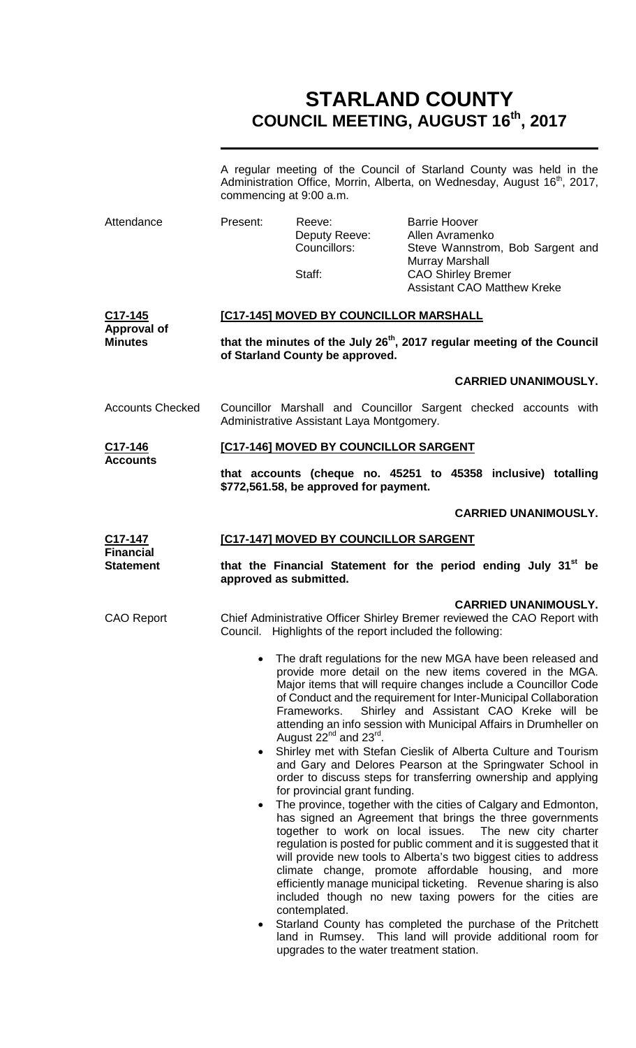# STARLAND COUNTY
## COUNCIL MEETING, AUGUST 16th, 2017

A regular meeting of the Council of Starland County was held in the Administration Office, Morrin, Alberta, on Wednesday, August 16th, 2017, commencing at 9:00 a.m.

**Attendance**

| Present: | Reeve: | Barrie Hoover |
|---|---|---|
| | Deputy Reeve: | Allen Avramenko |
| | Councillors: | Steve Wannstrom, Bob Sargent and Murray Marshall |
| | Staff: | CAO Shirley Bremer |
| | | Assistant CAO Matthew Kreke |

**C17-145 Approval of Minutes**

**[C17-145] MOVED BY COUNCILLOR MARSHALL**

**that the minutes of the July 26th, 2017 regular meeting of the Council of Starland County be approved.**

**CARRIED UNANIMOUSLY.**

**Accounts Checked**

Councillor Marshall and Councillor Sargent checked accounts with Administrative Assistant Laya Montgomery.

**C17-146 Accounts**

**[C17-146] MOVED BY COUNCILLOR SARGENT**

**that accounts (cheque no. 45251 to 45358 inclusive) totalling \$772,561.58, be approved for payment.**

**CARRIED UNANIMOUSLY.**

**C17-147 Financial Statement**

**[C17-147] MOVED BY COUNCILLOR SARGENT**

**that the Financial Statement for the period ending July 31st be approved as submitted.**

**CARRIED UNANIMOUSLY.**

**CAO Report**

Chief Administrative Officer Shirley Bremer reviewed the CAO Report with Council. Highlights of the report included the following:

- The draft regulations for the new MGA have been released and provide more detail on the new items covered in the MGA. Major items that will require changes include a Councillor Code of Conduct and the requirement for Inter-Municipal Collaboration Frameworks. Shirley and Assistant CAO Kreke will be attending an info session with Municipal Affairs in Drumheller on August 22nd and 23rd.
- Shirley met with Stefan Cieslik of Alberta Culture and Tourism and Gary and Delores Pearson at the Springwater School in order to discuss steps for transferring ownership and applying for provincial grant funding.
- The province, together with the cities of Calgary and Edmonton, has signed an Agreement that brings the three governments together to work on local issues. The new city charter regulation is posted for public comment and it is suggested that it will provide new tools to Alberta's two biggest cities to address climate change, promote affordable housing, and more efficiently manage municipal ticketing. Revenue sharing is also included though no new taxing powers for the cities are contemplated.
- Starland County has completed the purchase of the Pritchett land in Rumsey. This land will provide additional room for upgrades to the water treatment station.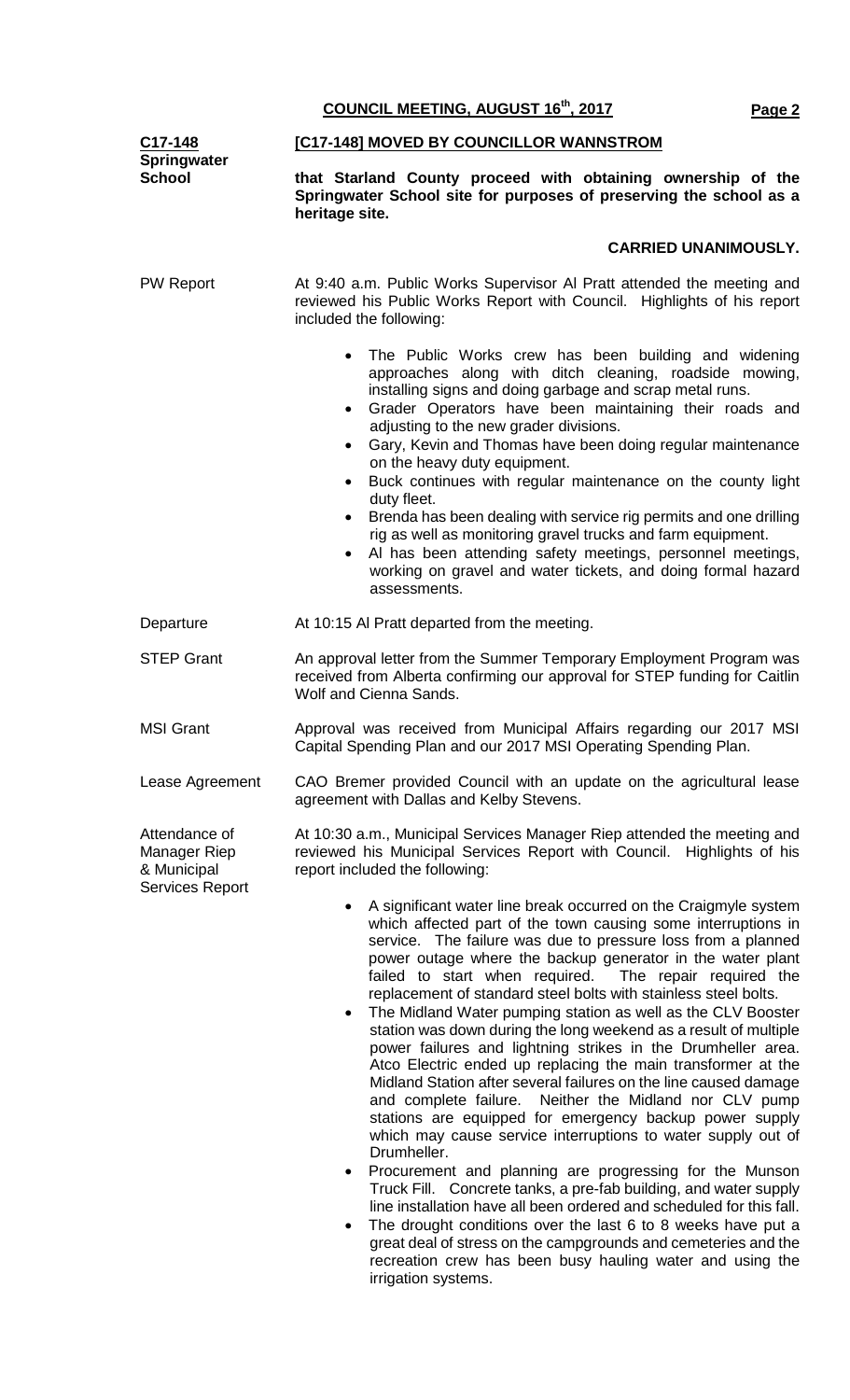**C17-148 Springwater School**

**[C17-148] MOVED BY COUNCILLOR WANNSTROM**

**that Starland County proceed with obtaining ownership of the Springwater School site for purposes of preserving the school as a heritage site.**

**CARRIED UNANIMOUSLY.**

PW Report

At 9:40 a.m. Public Works Supervisor Al Pratt attended the meeting and reviewed his Public Works Report with Council. Highlights of his report included the following:

- The Public Works crew has been building and widening approaches along with ditch cleaning, roadside mowing, installing signs and doing garbage and scrap metal runs.
- Grader Operators have been maintaining their roads and adjusting to the new grader divisions.
- Gary, Kevin and Thomas have been doing regular maintenance on the heavy duty equipment.
- Buck continues with regular maintenance on the county light duty fleet.
- Brenda has been dealing with service rig permits and one drilling rig as well as monitoring gravel trucks and farm equipment.
- Al has been attending safety meetings, personnel meetings, working on gravel and water tickets, and doing formal hazard assessments.

Departure

At 10:15 Al Pratt departed from the meeting.

STEP Grant

An approval letter from the Summer Temporary Employment Program was received from Alberta confirming our approval for STEP funding for Caitlin Wolf and Cienna Sands.

MSI Grant

Approval was received from Municipal Affairs regarding our 2017 MSI Capital Spending Plan and our 2017 MSI Operating Spending Plan.

Lease Agreement

CAO Bremer provided Council with an update on the agricultural lease agreement with Dallas and Kelby Stevens.

Attendance of Manager Riep & Municipal Services Report

At 10:30 a.m., Municipal Services Manager Riep attended the meeting and reviewed his Municipal Services Report with Council. Highlights of his report included the following:

- A significant water line break occurred on the Craigmyle system which affected part of the town causing some interruptions in service. The failure was due to pressure loss from a planned power outage where the backup generator in the water plant failed to start when required. The repair required the replacement of standard steel bolts with stainless steel bolts.
- The Midland Water pumping station as well as the CLV Booster station was down during the long weekend as a result of multiple power failures and lightning strikes in the Drumheller area. Atco Electric ended up replacing the main transformer at the Midland Station after several failures on the line caused damage and complete failure. Neither the Midland nor CLV pump stations are equipped for emergency backup power supply which may cause service interruptions to water supply out of Drumheller.
- Procurement and planning are progressing for the Munson Truck Fill. Concrete tanks, a pre-fab building, and water supply line installation have all been ordered and scheduled for this fall.
- The drought conditions over the last 6 to 8 weeks have put a great deal of stress on the campgrounds and cemeteries and the recreation crew has been busy hauling water and using the irrigation systems.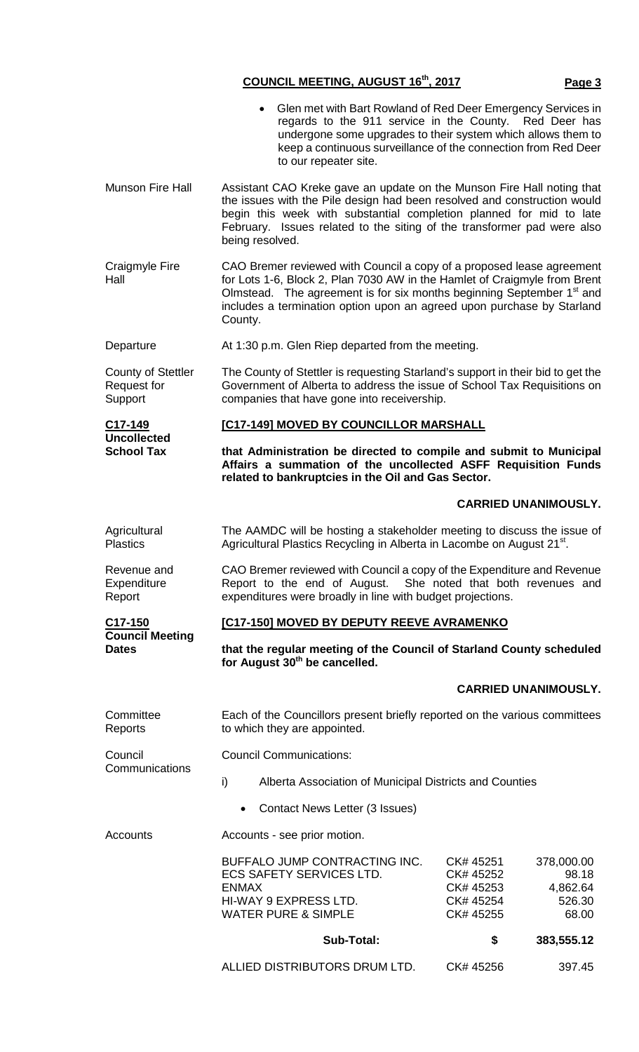- Glen met with Bart Rowland of Red Deer Emergency Services in regards to the 911 service in the County. Red Deer has undergone some upgrades to their system which allows them to keep a continuous surveillance of the connection from Red Deer to our repeater site.

**Munson Fire Hall**

Assistant CAO Kreke gave an update on the Munson Fire Hall noting that the issues with the Pile design had been resolved and construction would begin this week with substantial completion planned for mid to late February. Issues related to the siting of the transformer pad were also being resolved.

**Craigmyle Fire Hall**

CAO Bremer reviewed with Council a copy of a proposed lease agreement for Lots 1-6, Block 2, Plan 7030 AW in the Hamlet of Craigmyle from Brent Olmstead. The agreement is for six months beginning September 1st and includes a termination option upon an agreed upon purchase by Starland County.

**Departure**

At 1:30 p.m. Glen Riep departed from the meeting.

**County of Stettler Request for Support**

The County of Stettler is requesting Starland's support in their bid to get the Government of Alberta to address the issue of School Tax Requisitions on companies that have gone into receivership.

**C17-149 Uncollected School Tax**

**[C17-149] MOVED BY COUNCILLOR MARSHALL**

**that Administration be directed to compile and submit to Municipal Affairs a summation of the uncollected ASFF Requisition Funds related to bankruptcies in the Oil and Gas Sector.**

**CARRIED UNANIMOUSLY.**

**Agricultural Plastics**

The AAMDC will be hosting a stakeholder meeting to discuss the issue of Agricultural Plastics Recycling in Alberta in Lacombe on August 21st.

**Revenue and Expenditure Report**

CAO Bremer reviewed with Council a copy of the Expenditure and Revenue Report to the end of August. She noted that both revenues and expenditures were broadly in line with budget projections.

**C17-150 Council Meeting Dates**

**[C17-150] MOVED BY DEPUTY REEVE AVRAMENKO**

**that the regular meeting of the Council of Starland County scheduled for August 30th be cancelled.**

**CARRIED UNANIMOUSLY.**

**Committee Reports**

Each of the Councillors present briefly reported on the various committees to which they are appointed.

**Council Communications**

Council Communications:

i) Alberta Association of Municipal Districts and Counties

- Contact News Letter (3 Issues)

**Accounts**

Accounts - see prior motion.

| | | |
|---|---|---|
| BUFFALO JUMP CONTRACTING INC. | CK# 45251 | 378,000.00 |
| ECS SAFETY SERVICES LTD. | CK# 45252 | 98.18 |
| ENMAX | CK# 45253 | 4,862.64 |
| HI-WAY 9 EXPRESS LTD. | CK# 45254 | 526.30 |
| WATER PURE & SIMPLE | CK# 45255 | 68.00 |
| **Sub-Total:** | **$** | **383,555.12** |
| ALLIED DISTRIBUTORS DRUM LTD. | CK# 45256 | 397.45 |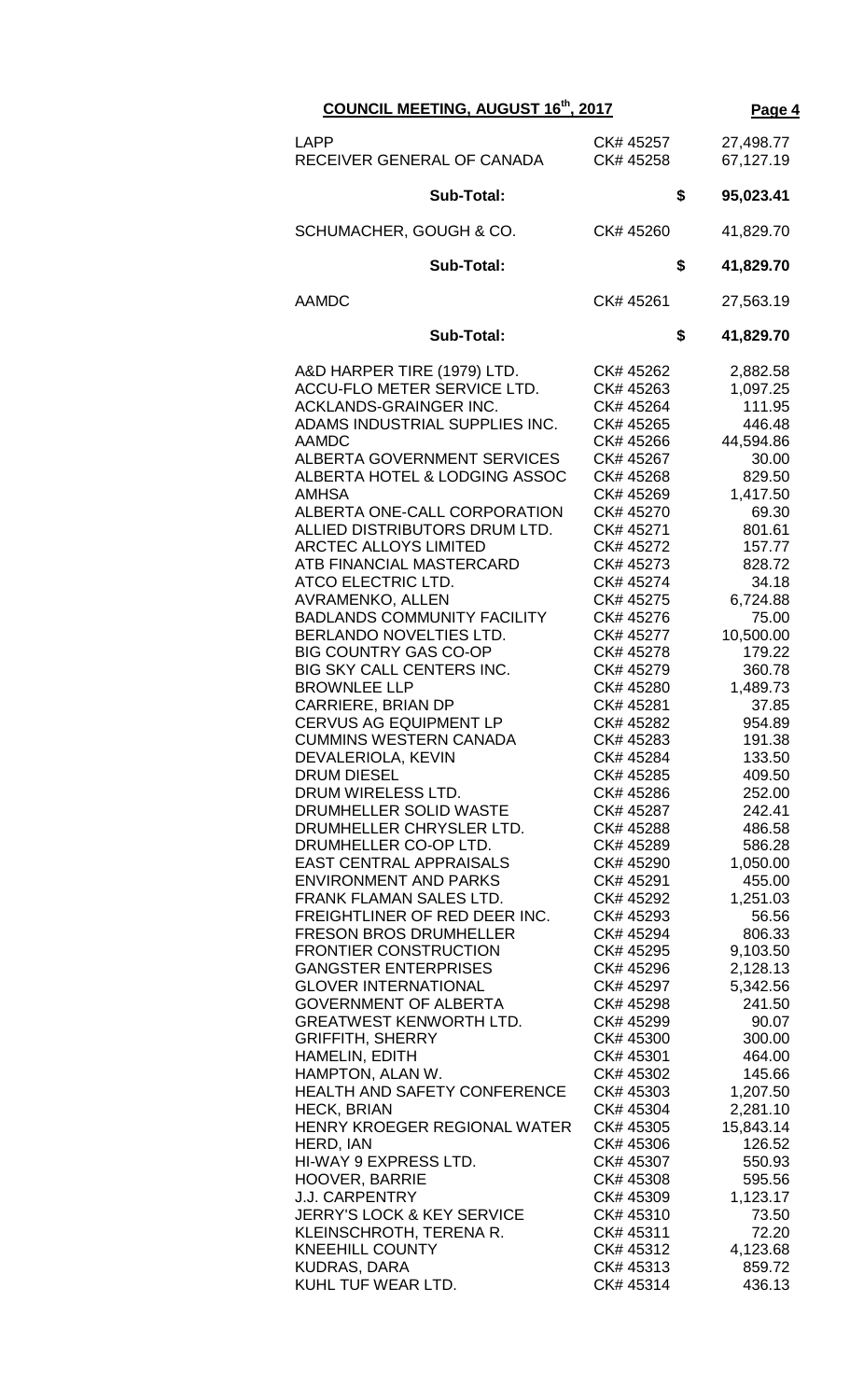**COUNCIL MEETING, AUGUST 16th, 2017**

| | | |
|---|---|---|
| LAPP | CK# 45257 | 27,498.77 |
| RECEIVER GENERAL OF CANADA | CK# 45258 | 67,127.19 |
| **Sub-Total:** | **$** | **95,023.41** |
| SCHUMACHER, GOUGH & CO. | CK# 45260 | 41,829.70 |
| **Sub-Total:** | **$** | **41,829.70** |
| AAMDC | CK# 45261 | 27,563.19 |
| **Sub-Total:** | **$** | **41,829.70** |
| A&D HARPER TIRE (1979) LTD. | CK# 45262 | 2,882.58 |
| ACCU-FLO METER SERVICE LTD. | CK# 45263 | 1,097.25 |
| ACKLANDS-GRAINGER INC. | CK# 45264 | 111.95 |
| ADAMS INDUSTRIAL SUPPLIES INC. | CK# 45265 | 446.48 |
| AAMDC | CK# 45266 | 44,594.86 |
| ALBERTA GOVERNMENT SERVICES | CK# 45267 | 30.00 |
| ALBERTA HOTEL & LODGING ASSOC | CK# 45268 | 829.50 |
| AMHSA | CK# 45269 | 1,417.50 |
| ALBERTA ONE-CALL CORPORATION | CK# 45270 | 69.30 |
| ALLIED DISTRIBUTORS DRUM LTD. | CK# 45271 | 801.61 |
| ARCTEC ALLOYS LIMITED | CK# 45272 | 157.77 |
| ATB FINANCIAL MASTERCARD | CK# 45273 | 828.72 |
| ATCO ELECTRIC LTD. | CK# 45274 | 34.18 |
| AVRAMENKO, ALLEN | CK# 45275 | 6,724.88 |
| BADLANDS COMMUNITY FACILITY | CK# 45276 | 75.00 |
| BERLANDO NOVELTIES LTD. | CK# 45277 | 10,500.00 |
| BIG COUNTRY GAS CO-OP | CK# 45278 | 179.22 |
| BIG SKY CALL CENTERS INC. | CK# 45279 | 360.78 |
| BROWNLEE LLP | CK# 45280 | 1,489.73 |
| CARRIERE, BRIAN DP | CK# 45281 | 37.85 |
| CERVUS AG EQUIPMENT LP | CK# 45282 | 954.89 |
| CUMMINS WESTERN CANADA | CK# 45283 | 191.38 |
| DEVALERIOLA, KEVIN | CK# 45284 | 133.50 |
| DRUM DIESEL | CK# 45285 | 409.50 |
| DRUM WIRELESS LTD. | CK# 45286 | 252.00 |
| DRUMHELLER SOLID WASTE | CK# 45287 | 242.41 |
| DRUMHELLER CHRYSLER LTD. | CK# 45288 | 486.58 |
| DRUMHELLER CO-OP LTD. | CK# 45289 | 586.28 |
| EAST CENTRAL APPRAISALS | CK# 45290 | 1,050.00 |
| ENVIRONMENT AND PARKS | CK# 45291 | 455.00 |
| FRANK FLAMAN SALES LTD. | CK# 45292 | 1,251.03 |
| FREIGHTLINER OF RED DEER INC. | CK# 45293 | 56.56 |
| FRESON BROS DRUMHELLER | CK# 45294 | 806.33 |
| FRONTIER CONSTRUCTION | CK# 45295 | 9,103.50 |
| GANGSTER ENTERPRISES | CK# 45296 | 2,128.13 |
| GLOVER INTERNATIONAL | CK# 45297 | 5,342.56 |
| GOVERNMENT OF ALBERTA | CK# 45298 | 241.50 |
| GREATWEST KENWORTH LTD. | CK# 45299 | 90.07 |
| GRIFFITH, SHERRY | CK# 45300 | 300.00 |
| HAMELIN, EDITH | CK# 45301 | 464.00 |
| HAMPTON, ALAN W. | CK# 45302 | 145.66 |
| HEALTH AND SAFETY CONFERENCE | CK# 45303 | 1,207.50 |
| HECK, BRIAN | CK# 45304 | 2,281.10 |
| HENRY KROEGER REGIONAL WATER | CK# 45305 | 15,843.14 |
| HERD, IAN | CK# 45306 | 126.52 |
| HI-WAY 9 EXPRESS LTD. | CK# 45307 | 550.93 |
| HOOVER, BARRIE | CK# 45308 | 595.56 |
| J.J. CARPENTRY | CK# 45309 | 1,123.17 |
| JERRY'S LOCK & KEY SERVICE | CK# 45310 | 73.50 |
| KLEINSCHROTH, TERENA R. | CK# 45311 | 72.20 |
| KNEEHILL COUNTY | CK# 45312 | 4,123.68 |
| KUDRAS, DARA | CK# 45313 | 859.72 |
| KUHL TUF WEAR LTD. | CK# 45314 | 436.13 |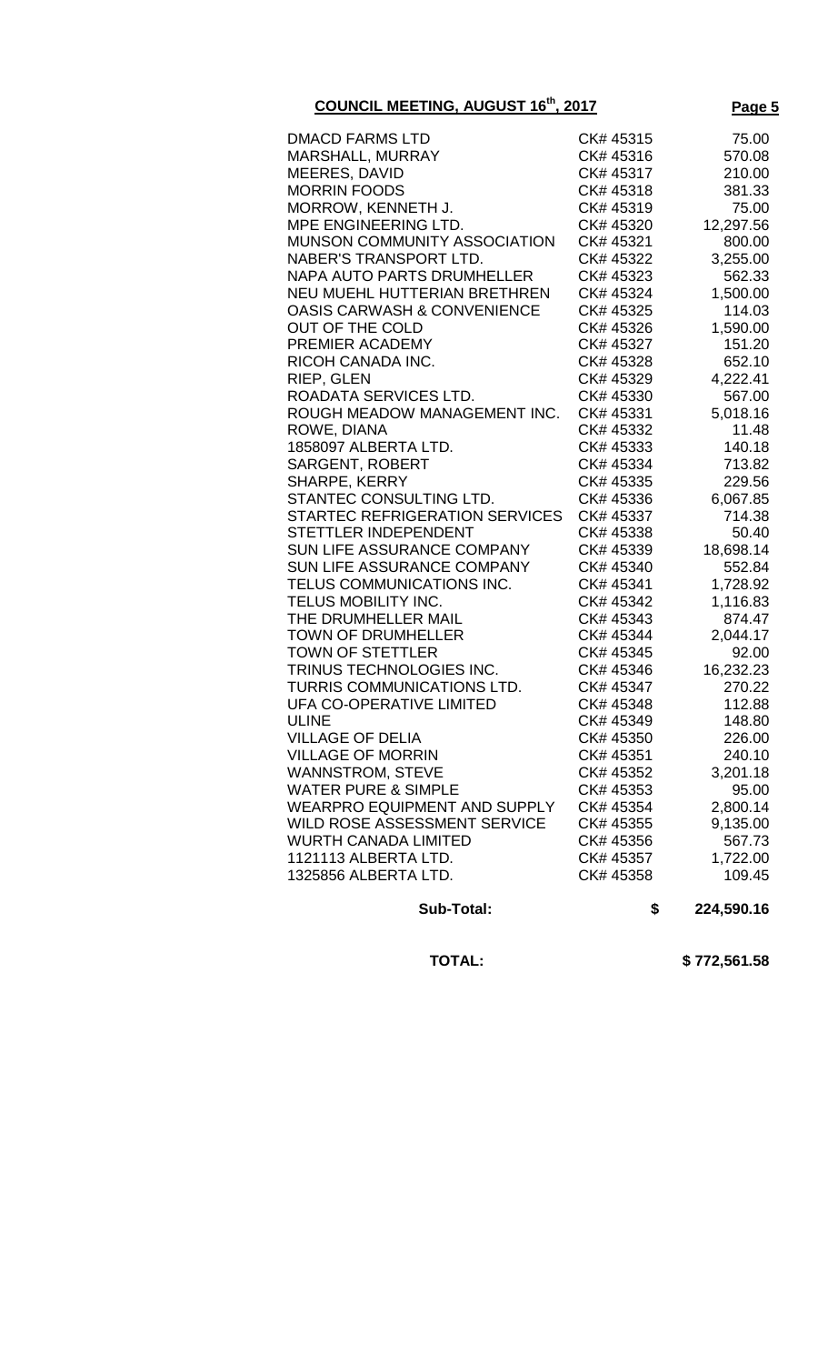**COUNCIL MEETING, AUGUST 16th, 2017**

| | | |
|---|---|---|
| DMACD FARMS LTD | CK# 45315 | 75.00 |
| MARSHALL, MURRAY | CK# 45316 | 570.08 |
| MEERES, DAVID | CK# 45317 | 210.00 |
| MORRIN FOODS | CK# 45318 | 381.33 |
| MORROW, KENNETH J. | CK# 45319 | 75.00 |
| MPE ENGINEERING LTD. | CK# 45320 | 12,297.56 |
| MUNSON COMMUNITY ASSOCIATION | CK# 45321 | 800.00 |
| NABER'S TRANSPORT LTD. | CK# 45322 | 3,255.00 |
| NAPA AUTO PARTS DRUMHELLER | CK# 45323 | 562.33 |
| NEU MUEHL HUTTERIAN BRETHREN | CK# 45324 | 1,500.00 |
| OASIS CARWASH & CONVENIENCE | CK# 45325 | 114.03 |
| OUT OF THE COLD | CK# 45326 | 1,590.00 |
| PREMIER ACADEMY | CK# 45327 | 151.20 |
| RICOH CANADA INC. | CK# 45328 | 652.10 |
| RIEP, GLEN | CK# 45329 | 4,222.41 |
| ROADATA SERVICES LTD. | CK# 45330 | 567.00 |
| ROUGH MEADOW MANAGEMENT INC. | CK# 45331 | 5,018.16 |
| ROWE, DIANA | CK# 45332 | 11.48 |
| 1858097 ALBERTA LTD. | CK# 45333 | 140.18 |
| SARGENT, ROBERT | CK# 45334 | 713.82 |
| SHARPE, KERRY | CK# 45335 | 229.56 |
| STANTEC CONSULTING LTD. | CK# 45336 | 6,067.85 |
| STARTEC REFRIGERATION SERVICES | CK# 45337 | 714.38 |
| STETTLER INDEPENDENT | CK# 45338 | 50.40 |
| SUN LIFE ASSURANCE COMPANY | CK# 45339 | 18,698.14 |
| SUN LIFE ASSURANCE COMPANY | CK# 45340 | 552.84 |
| TELUS COMMUNICATIONS INC. | CK# 45341 | 1,728.92 |
| TELUS MOBILITY INC. | CK# 45342 | 1,116.83 |
| THE DRUMHELLER MAIL | CK# 45343 | 874.47 |
| TOWN OF DRUMHELLER | CK# 45344 | 2,044.17 |
| TOWN OF STETTLER | CK# 45345 | 92.00 |
| TRINUS TECHNOLOGIES INC. | CK# 45346 | 16,232.23 |
| TURRIS COMMUNICATIONS LTD. | CK# 45347 | 270.22 |
| UFA CO-OPERATIVE LIMITED | CK# 45348 | 112.88 |
| ULINE | CK# 45349 | 148.80 |
| VILLAGE OF DELIA | CK# 45350 | 226.00 |
| VILLAGE OF MORRIN | CK# 45351 | 240.10 |
| WANNSTROM, STEVE | CK# 45352 | 3,201.18 |
| WATER PURE & SIMPLE | CK# 45353 | 95.00 |
| WEARPRO EQUIPMENT AND SUPPLY | CK# 45354 | 2,800.14 |
| WILD ROSE ASSESSMENT SERVICE | CK# 45355 | 9,135.00 |
| WURTH CANADA LIMITED | CK# 45356 | 567.73 |
| 1121113 ALBERTA LTD. | CK# 45357 | 1,722.00 |
| 1325856 ALBERTA LTD. | CK# 45358 | 109.45 |
| **Sub-Total:** | **$** | **224,590.16** |

**TOTAL: $ 772,561.58**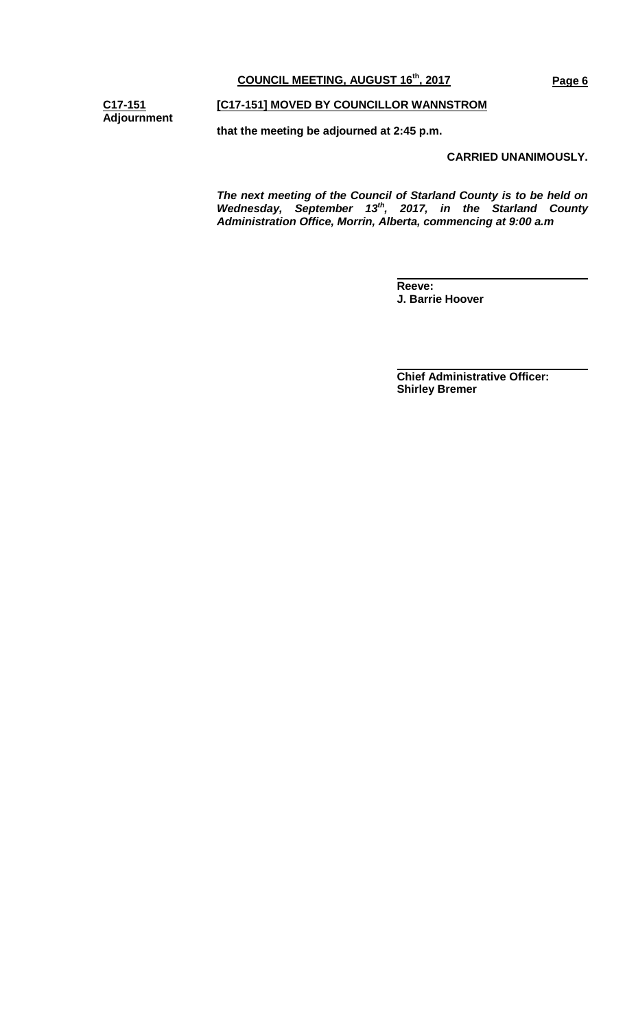**C17-151**
**Adjournment**

**[C17-151] MOVED BY COUNCILLOR WANNSTROM**

**that the meeting be adjourned at 2:45 p.m.**

**CARRIED UNANIMOUSLY.**

***The next meeting of the Council of Starland County is to be held on Wednesday, September 13th, 2017, in the Starland County Administration Office, Morrin, Alberta, commencing at 9:00 a.m***

**Reeve:**
**J. Barrie Hoover**

**Chief Administrative Officer:**
**Shirley Bremer**